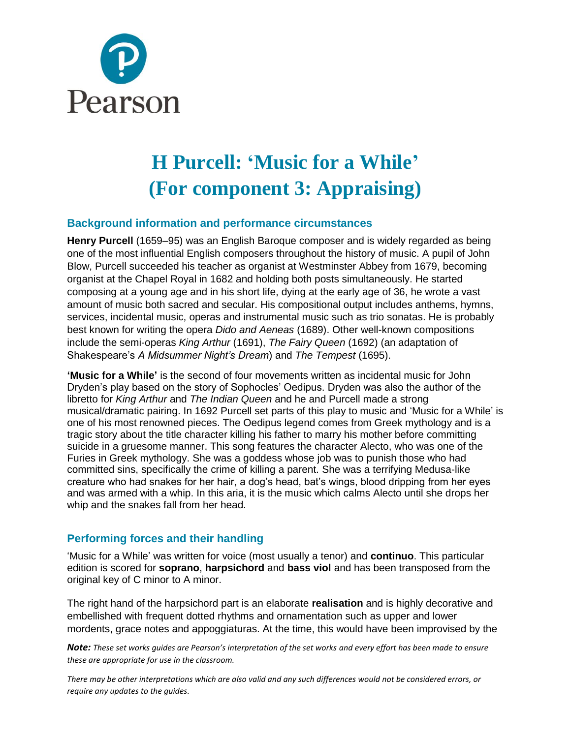# H Purcell: 'Music for a While' (For component 3: Appraising)

## Background information and performance circumstances

**Henry Purcell** (1659–95) was an English Baroque composer and is widely regarded as being one of the most influential English composers throughout the history of music. A pupil of John Blow, Purcell succeeded his teacher as organist at Westminster Abbey from 1679, becoming organist at the Chapel Royal in 1682 and holding both posts simultaneously. He started composing at a young age and in his short life, dying at the early age of 36, he wrote a vast amount of music both sacred and secular. His compositional output includes anthems, hymns, services, incidental music, operas and instrumental music such as trio sonatas. He is probably best known for writing the opera *Dido and Aeneas* (1689). Other well-known compositions include the semi-operas *King Arthur* (1691), *The Fairy Queen* (1692) (an adaptation of Shakespeare's *A Midsummer Night's Dream*) and *The Tempest* (1695).

**'Music for a While'** is the second of four movements written as incidental music for John Dryden's play based on the story of Sophocles' Oedipus. Dryden was also the author of the libretto for *King Arthur* and *The Indian Queen* and he and Purcell made a strong musical/dramatic pairing. In 1692 Purcell set parts of this play to music and 'Music for a While' is one of his most renowned pieces. The Oedipus legend comes from Greek mythology and is a tragic story about the title character killing his father to marry his mother before committing suicide in a gruesome manner. This song features the character Alecto, who was one of the Furies in Greek mythology. She was a goddess whose job was to punish those who had committed sins, specifically the crime of killing a parent. She was a terrifying Medusa-like creature who had snakes for her hair, a dog's head, bat's wings, blood dripping from her eyes and was armed with a whip. In this aria, it is the music which calms Alecto until she drops her whip and the snakes fall from her head.

## Performing forces and their handling

'Music for a While' was written for voice (most usually a tenor) and **continuo**. This particular edition is scored for **soprano**, **harpsichord** and **bass viol** and has been transposed from the original key of C minor to A minor.

The right hand of the harpsichord part is an elaborate **realisation** and is highly decorative and embellished with frequent dotted rhythms and ornamentation such as upper and lower mordents, grace notes and appoggiaturas. At the time, this would have been improvised by the

***Note:*** *These set works guides are Pearson's interpretation of the set works and every effort has been made to ensure these are appropriate for use in the classroom.*

*There may be other interpretations which are also valid and any such differences would not be considered errors, or require any updates to the guides.*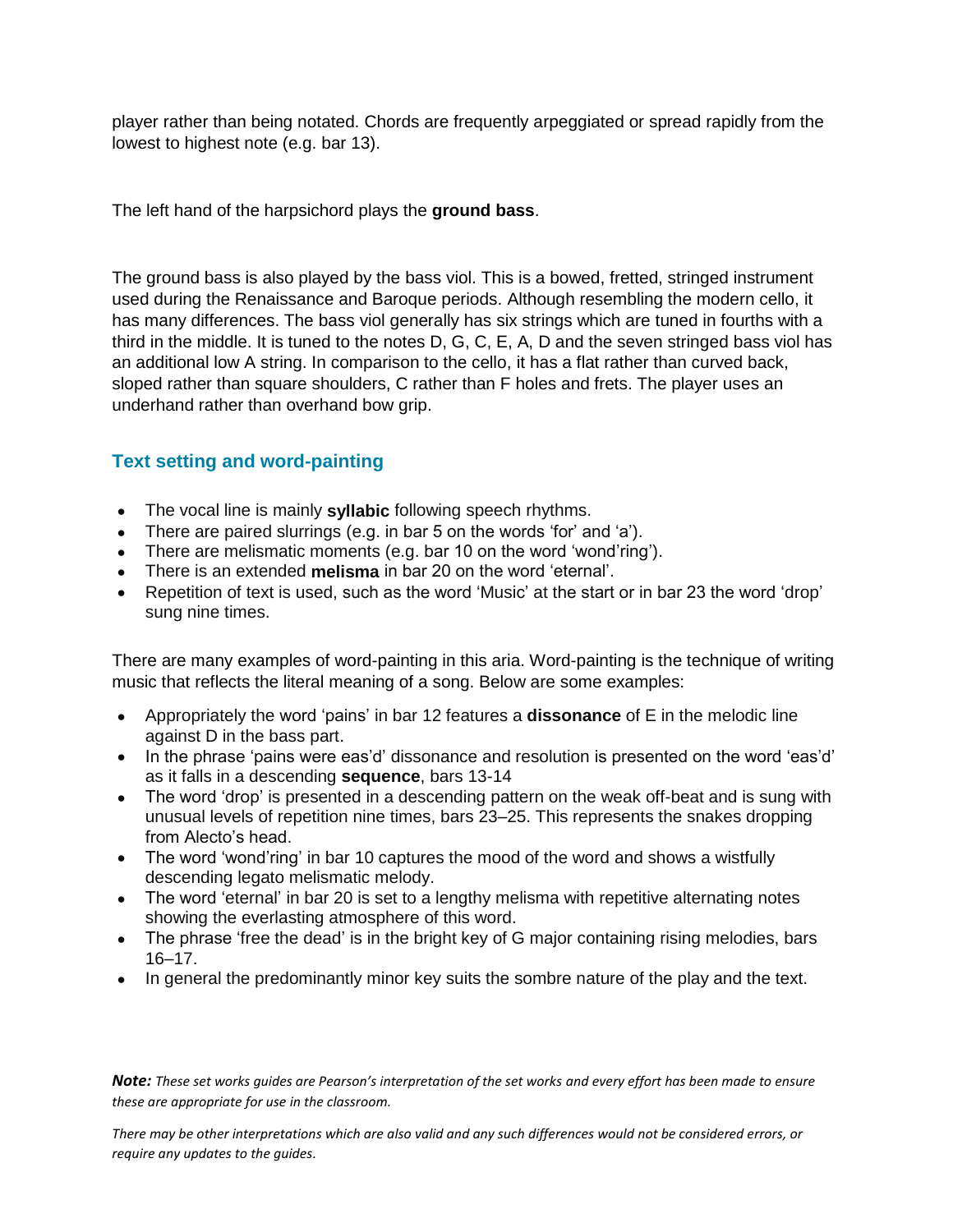player rather than being notated. Chords are frequently arpeggiated or spread rapidly from the lowest to highest note (e.g. bar 13).

The left hand of the harpsichord plays the **ground bass**.

The ground bass is also played by the bass viol. This is a bowed, fretted, stringed instrument used during the Renaissance and Baroque periods. Although resembling the modern cello, it has many differences. The bass viol generally has six strings which are tuned in fourths with a third in the middle. It is tuned to the notes D, G, C, E, A, D and the seven stringed bass viol has an additional low A string. In comparison to the cello, it has a flat rather than curved back, sloped rather than square shoulders, C rather than F holes and frets. The player uses an underhand rather than overhand bow grip.

## Text setting and word-painting

- The vocal line is mainly **syllabic** following speech rhythms.
- There are paired slurrings (e.g. in bar 5 on the words 'for' and 'a').
- There are melismatic moments (e.g. bar 10 on the word 'wond'ring').
- There is an extended **melisma** in bar 20 on the word 'eternal'.
- Repetition of text is used, such as the word 'Music' at the start or in bar 23 the word 'drop' sung nine times.

There are many examples of word-painting in this aria. Word-painting is the technique of writing music that reflects the literal meaning of a song. Below are some examples:

- Appropriately the word 'pains' in bar 12 features a **dissonance** of E in the melodic line against D in the bass part.
- In the phrase 'pains were eas'd' dissonance and resolution is presented on the word 'eas'd' as it falls in a descending **sequence**, bars 13-14
- The word 'drop' is presented in a descending pattern on the weak off-beat and is sung with unusual levels of repetition nine times, bars 23–25. This represents the snakes dropping from Alecto's head.
- The word 'wond'ring' in bar 10 captures the mood of the word and shows a wistfully descending legato melismatic melody.
- The word 'eternal' in bar 20 is set to a lengthy melisma with repetitive alternating notes showing the everlasting atmosphere of this word.
- The phrase 'free the dead' is in the bright key of G major containing rising melodies, bars 16–17.
- In general the predominantly minor key suits the sombre nature of the play and the text.

***Note:*** *These set works guides are Pearson's interpretation of the set works and every effort has been made to ensure these are appropriate for use in the classroom.*

*There may be other interpretations which are also valid and any such differences would not be considered errors, or require any updates to the guides.*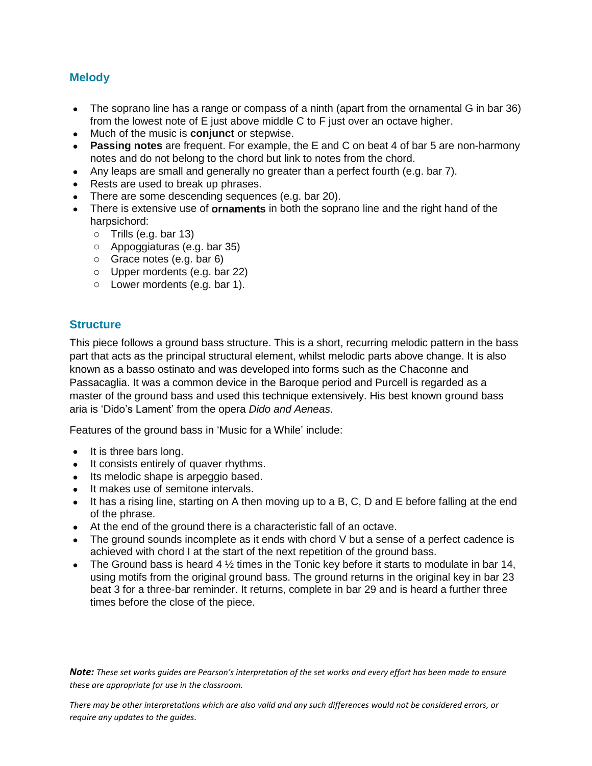## Melody

- The soprano line has a range or compass of a ninth (apart from the ornamental G in bar 36) from the lowest note of E just above middle C to F just over an octave higher.
- Much of the music is **conjunct** or stepwise.
- **Passing notes** are frequent. For example, the E and C on beat 4 of bar 5 are non-harmony notes and do not belong to the chord but link to notes from the chord.
- Any leaps are small and generally no greater than a perfect fourth (e.g. bar 7).
- Rests are used to break up phrases.
- There are some descending sequences (e.g. bar 20).
- There is extensive use of **ornaments** in both the soprano line and the right hand of the harpsichord:
  - Trills (e.g. bar 13)
  - Appoggiaturas (e.g. bar 35)
  - Grace notes (e.g. bar 6)
  - Upper mordents (e.g. bar 22)
  - Lower mordents (e.g. bar 1).

## Structure

This piece follows a ground bass structure. This is a short, recurring melodic pattern in the bass part that acts as the principal structural element, whilst melodic parts above change. It is also known as a basso ostinato and was developed into forms such as the Chaconne and Passacaglia. It was a common device in the Baroque period and Purcell is regarded as a master of the ground bass and used this technique extensively. His best known ground bass aria is 'Dido's Lament' from the opera *Dido and Aeneas*.

Features of the ground bass in 'Music for a While' include:

- It is three bars long.
- It consists entirely of quaver rhythms.
- Its melodic shape is arpeggio based.
- It makes use of semitone intervals.
- It has a rising line, starting on A then moving up to a B, C, D and E before falling at the end of the phrase.
- At the end of the ground there is a characteristic fall of an octave.
- The ground sounds incomplete as it ends with chord V but a sense of a perfect cadence is achieved with chord I at the start of the next repetition of the ground bass.
- The Ground bass is heard 4 ½ times in the Tonic key before it starts to modulate in bar 14, using motifs from the original ground bass. The ground returns in the original key in bar 23 beat 3 for a three-bar reminder. It returns, complete in bar 29 and is heard a further three times before the close of the piece.

***Note:*** *These set works guides are Pearson's interpretation of the set works and every effort has been made to ensure these are appropriate for use in the classroom.*

*There may be other interpretations which are also valid and any such differences would not be considered errors, or require any updates to the guides.*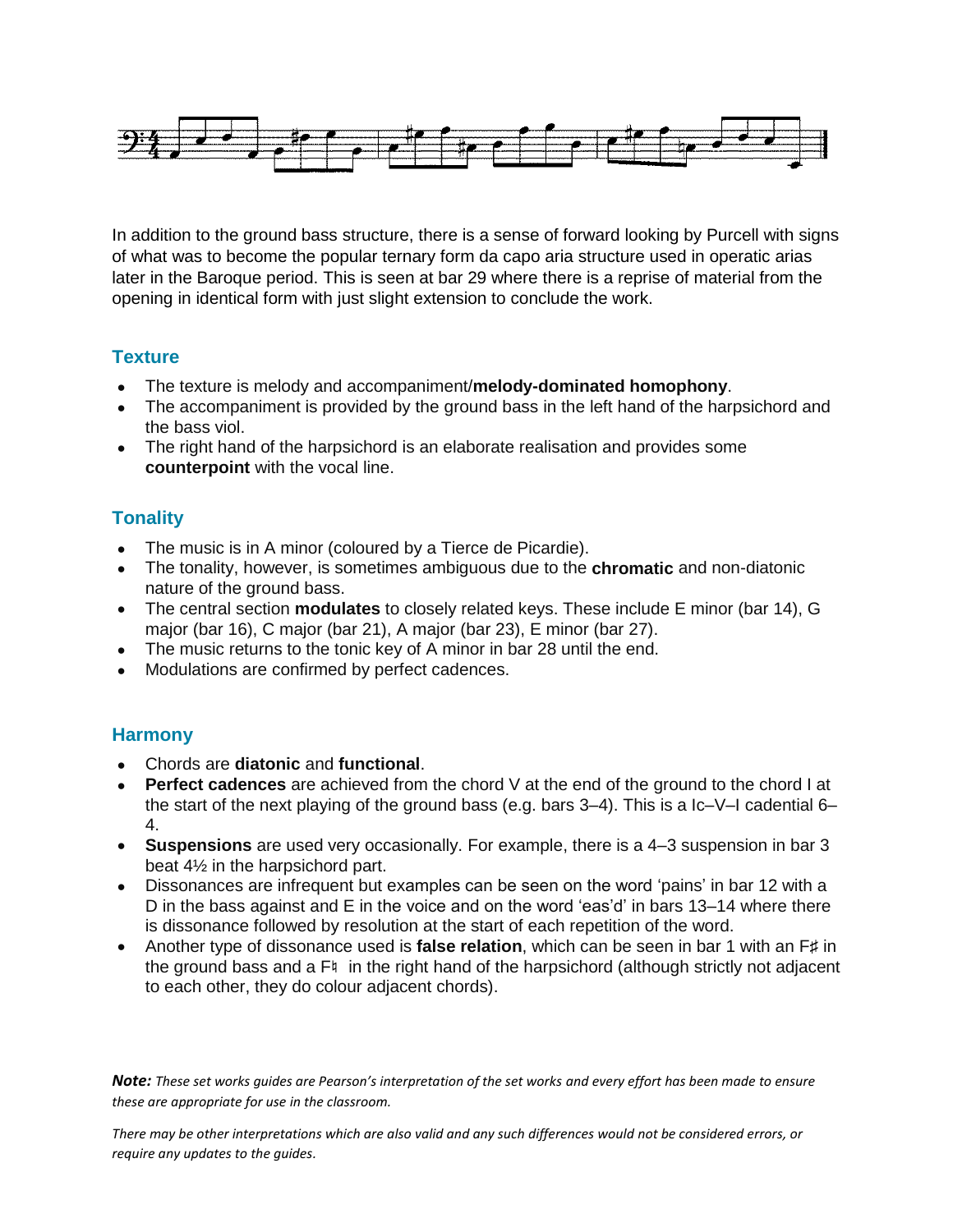In addition to the ground bass structure, there is a sense of forward looking by Purcell with signs of what was to become the popular ternary form da capo aria structure used in operatic arias later in the Baroque period. This is seen at bar 29 where there is a reprise of material from the opening in identical form with just slight extension to conclude the work.

## Texture

- The texture is melody and accompaniment/**melody-dominated homophony**.
- The accompaniment is provided by the ground bass in the left hand of the harpsichord and the bass viol.
- The right hand of the harpsichord is an elaborate realisation and provides some **counterpoint** with the vocal line.

## Tonality

- The music is in A minor (coloured by a Tierce de Picardie).
- The tonality, however, is sometimes ambiguous due to the **chromatic** and non-diatonic nature of the ground bass.
- The central section **modulates** to closely related keys. These include E minor (bar 14), G major (bar 16), C major (bar 21), A major (bar 23), E minor (bar 27).
- The music returns to the tonic key of A minor in bar 28 until the end.
- Modulations are confirmed by perfect cadences.

## Harmony

- Chords are **diatonic** and **functional**.
- **Perfect cadences** are achieved from the chord V at the end of the ground to the chord I at the start of the next playing of the ground bass (e.g. bars 3–4). This is a Ic–V–I cadential 6–4.
- **Suspensions** are used very occasionally. For example, there is a 4–3 suspension in bar 3 beat 4½ in the harpsichord part.
- Dissonances are infrequent but examples can be seen on the word 'pains' in bar 12 with a D in the bass against and E in the voice and on the word 'eas'd' in bars 13–14 where there is dissonance followed by resolution at the start of each repetition of the word.
- Another type of dissonance used is **false relation**, which can be seen in bar 1 with an F♯ in the ground bass and a F♮ in the right hand of the harpsichord (although strictly not adjacent to each other, they do colour adjacent chords).

***Note:*** *These set works guides are Pearson's interpretation of the set works and every effort has been made to ensure these are appropriate for use in the classroom.*

*There may be other interpretations which are also valid and any such differences would not be considered errors, or require any updates to the guides.*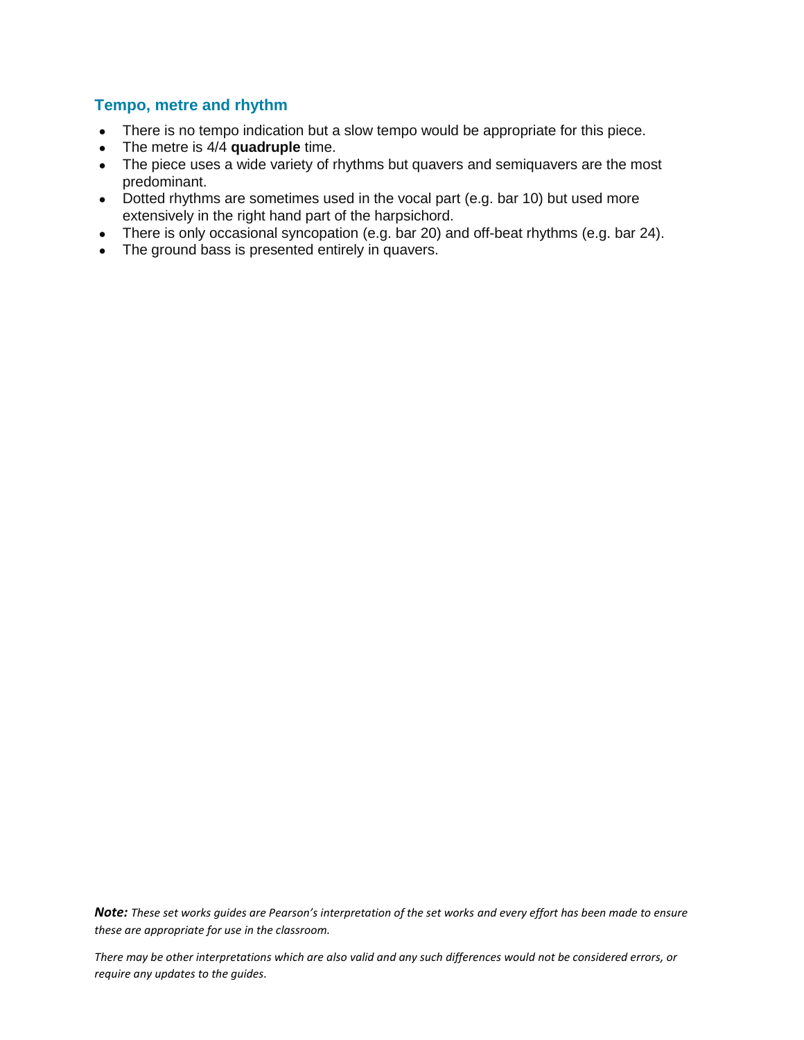### Tempo, metre and rhythm

- There is no tempo indication but a slow tempo would be appropriate for this piece.
- The metre is 4/4 **quadruple** time.
- The piece uses a wide variety of rhythms but quavers and semiquavers are the most predominant.
- Dotted rhythms are sometimes used in the vocal part (e.g. bar 10) but used more extensively in the right hand part of the harpsichord.
- There is only occasional syncopation (e.g. bar 20) and off-beat rhythms (e.g. bar 24).
- The ground bass is presented entirely in quavers.

***Note:*** *These set works guides are Pearson's interpretation of the set works and every effort has been made to ensure these are appropriate for use in the classroom.*

*There may be other interpretations which are also valid and any such differences would not be considered errors, or require any updates to the guides.*